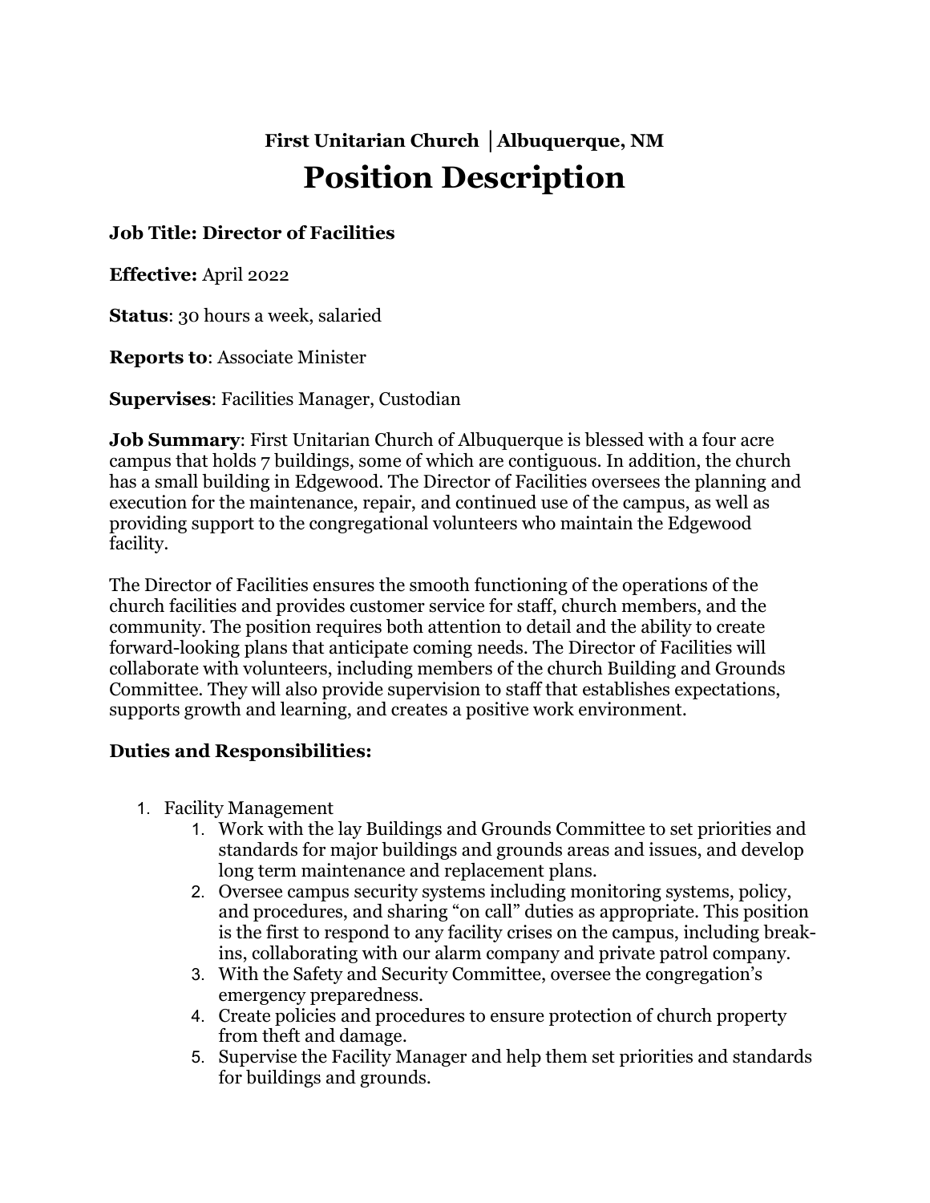**First Unitarian Church │Albuquerque, NM**

# Position Description

**Job Title: Director of Facilities**

**Effective:** April 2022

**Status**: 30 hours a week, salaried

**Reports to**: Associate Minister

**Supervises**: Facilities Manager, Custodian

**Job Summary**: First Unitarian Church of Albuquerque is blessed with a four acre campus that holds 7 buildings, some of which are contiguous. In addition, the church has a small building in Edgewood. The Director of Facilities oversees the planning and execution for the maintenance, repair, and continued use of the campus, as well as providing support to the congregational volunteers who maintain the Edgewood facility.

The Director of Facilities ensures the smooth functioning of the operations of the church facilities and provides customer service for staff, church members, and the community. The position requires both attention to detail and the ability to create forward-looking plans that anticipate coming needs. The Director of Facilities will collaborate with volunteers, including members of the church Building and Grounds Committee. They will also provide supervision to staff that establishes expectations, supports growth and learning, and creates a positive work environment.

**Duties and Responsibilities:**

1. Facility Management
    1. Work with the lay Buildings and Grounds Committee to set priorities and standards for major buildings and grounds areas and issues, and develop long term maintenance and replacement plans.
    2. Oversee campus security systems including monitoring systems, policy, and procedures, and sharing "on call" duties as appropriate. This position is the first to respond to any facility crises on the campus, including break-ins, collaborating with our alarm company and private patrol company.
    3. With the Safety and Security Committee, oversee the congregation's emergency preparedness.
    4. Create policies and procedures to ensure protection of church property from theft and damage.
    5. Supervise the Facility Manager and help them set priorities and standards for buildings and grounds.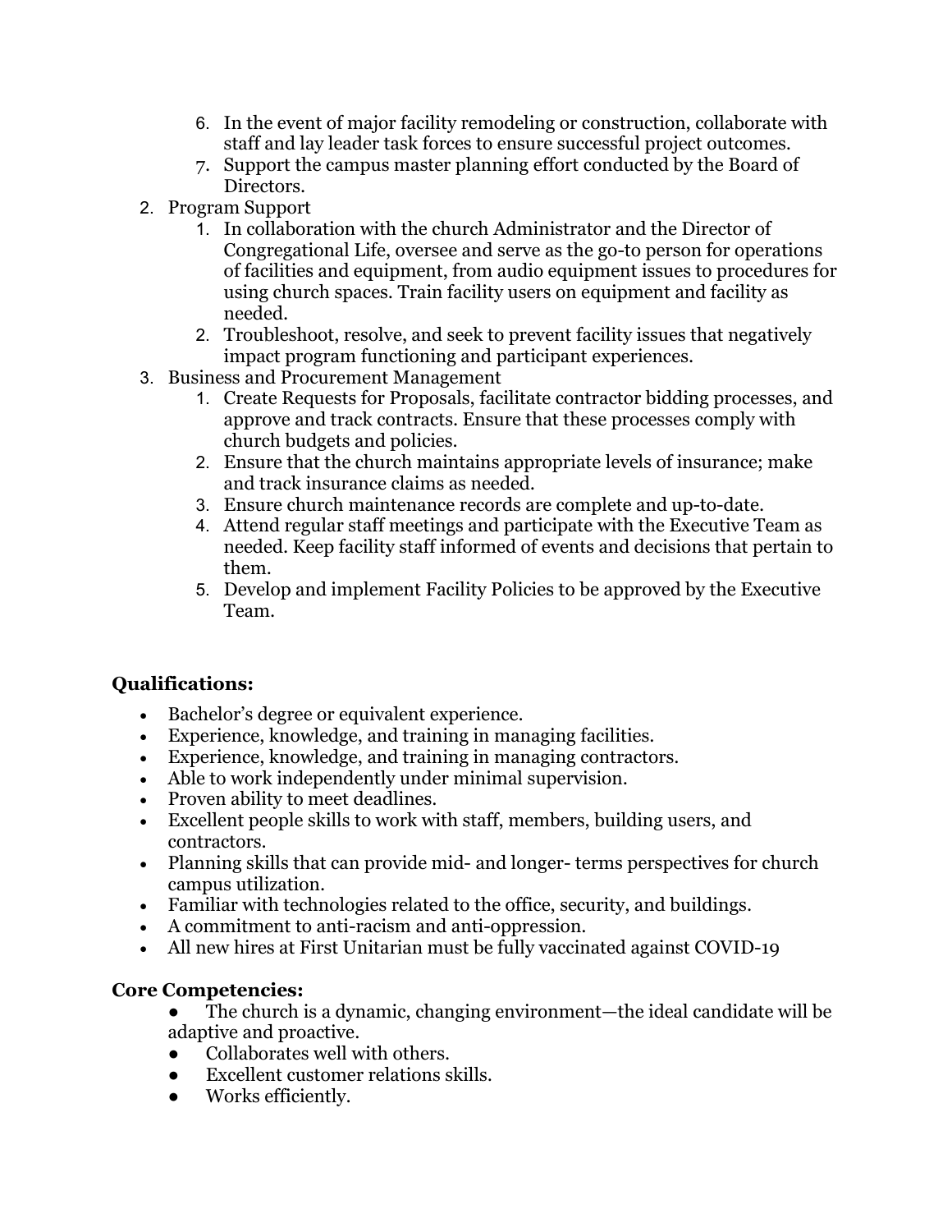6. In the event of major facility remodeling or construction, collaborate with staff and lay leader task forces to ensure successful project outcomes.
   7. Support the campus master planning effort conducted by the Board of Directors.
2. Program Support
   1. In collaboration with the church Administrator and the Director of Congregational Life, oversee and serve as the go-to person for operations of facilities and equipment, from audio equipment issues to procedures for using church spaces. Train facility users on equipment and facility as needed.
   2. Troubleshoot, resolve, and seek to prevent facility issues that negatively impact program functioning and participant experiences.
3. Business and Procurement Management
   1. Create Requests for Proposals, facilitate contractor bidding processes, and approve and track contracts. Ensure that these processes comply with church budgets and policies.
   2. Ensure that the church maintains appropriate levels of insurance; make and track insurance claims as needed.
   3. Ensure church maintenance records are complete and up-to-date.
   4. Attend regular staff meetings and participate with the Executive Team as needed. Keep facility staff informed of events and decisions that pertain to them.
   5. Develop and implement Facility Policies to be approved by the Executive Team.

**Qualifications:**

- Bachelor's degree or equivalent experience.
- Experience, knowledge, and training in managing facilities.
- Experience, knowledge, and training in managing contractors.
- Able to work independently under minimal supervision.
- Proven ability to meet deadlines.
- Excellent people skills to work with staff, members, building users, and contractors.
- Planning skills that can provide mid- and longer- terms perspectives for church campus utilization.
- Familiar with technologies related to the office, security, and buildings.
- A commitment to anti-racism and anti-oppression.
- All new hires at First Unitarian must be fully vaccinated against COVID-19

**Core Competencies:**

- The church is a dynamic, changing environment—the ideal candidate will be adaptive and proactive.
- Collaborates well with others.
- Excellent customer relations skills.
- Works efficiently.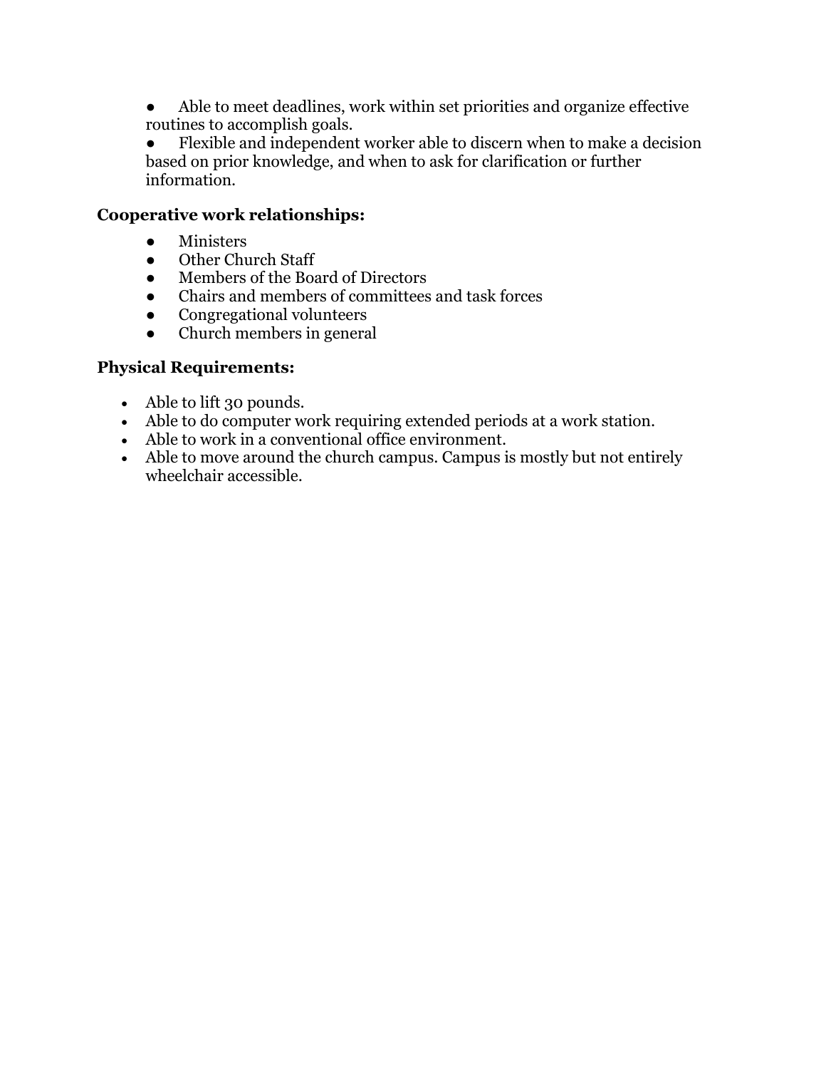- Able to meet deadlines, work within set priorities and organize effective routines to accomplish goals.
- Flexible and independent worker able to discern when to make a decision based on prior knowledge, and when to ask for clarification or further information.

**Cooperative work relationships:**

- Ministers
- Other Church Staff
- Members of the Board of Directors
- Chairs and members of committees and task forces
- Congregational volunteers
- Church members in general

**Physical Requirements:**

- Able to lift 30 pounds.
- Able to do computer work requiring extended periods at a work station.
- Able to work in a conventional office environment.
- Able to move around the church campus. Campus is mostly but not entirely wheelchair accessible.